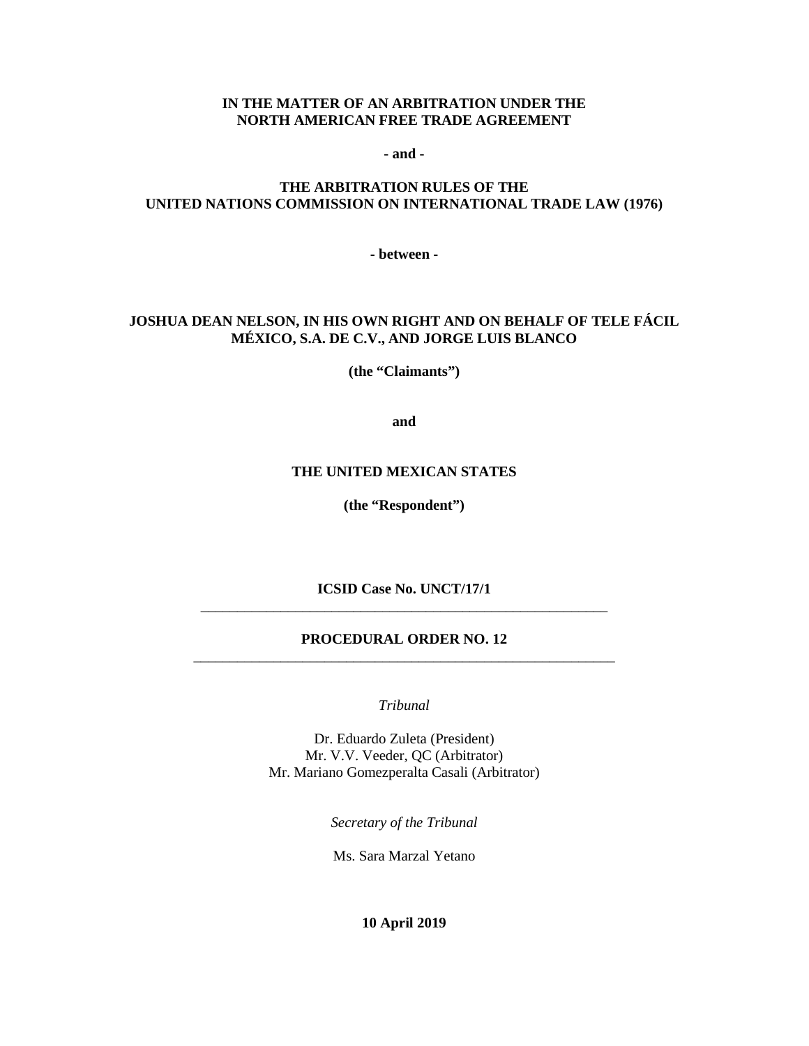**IN THE MATTER OF AN ARBITRATION UNDER THE NORTH AMERICAN FREE TRADE AGREEMENT**

**- and -**

**THE ARBITRATION RULES OF THE UNITED NATIONS COMMISSION ON INTERNATIONAL TRADE LAW (1976)**

**- between -**

**JOSHUA DEAN NELSON, IN HIS OWN RIGHT AND ON BEHALF OF TELE FÁCIL MÉXICO, S.A. DE C.V., AND JORGE LUIS BLANCO**

**(the "Claimants")**

**and**

**THE UNITED MEXICAN STATES**

**(the "Respondent")**

**ICSID Case No. UNCT/17/1**

---

**PROCEDURAL ORDER NO. 12**

---

*Tribunal*

Dr. Eduardo Zuleta (President)
Mr. V.V. Veeder, QC (Arbitrator)
Mr. Mariano Gomezperalta Casali (Arbitrator)

*Secretary of the Tribunal*

Ms. Sara Marzal Yetano

**10 April 2019**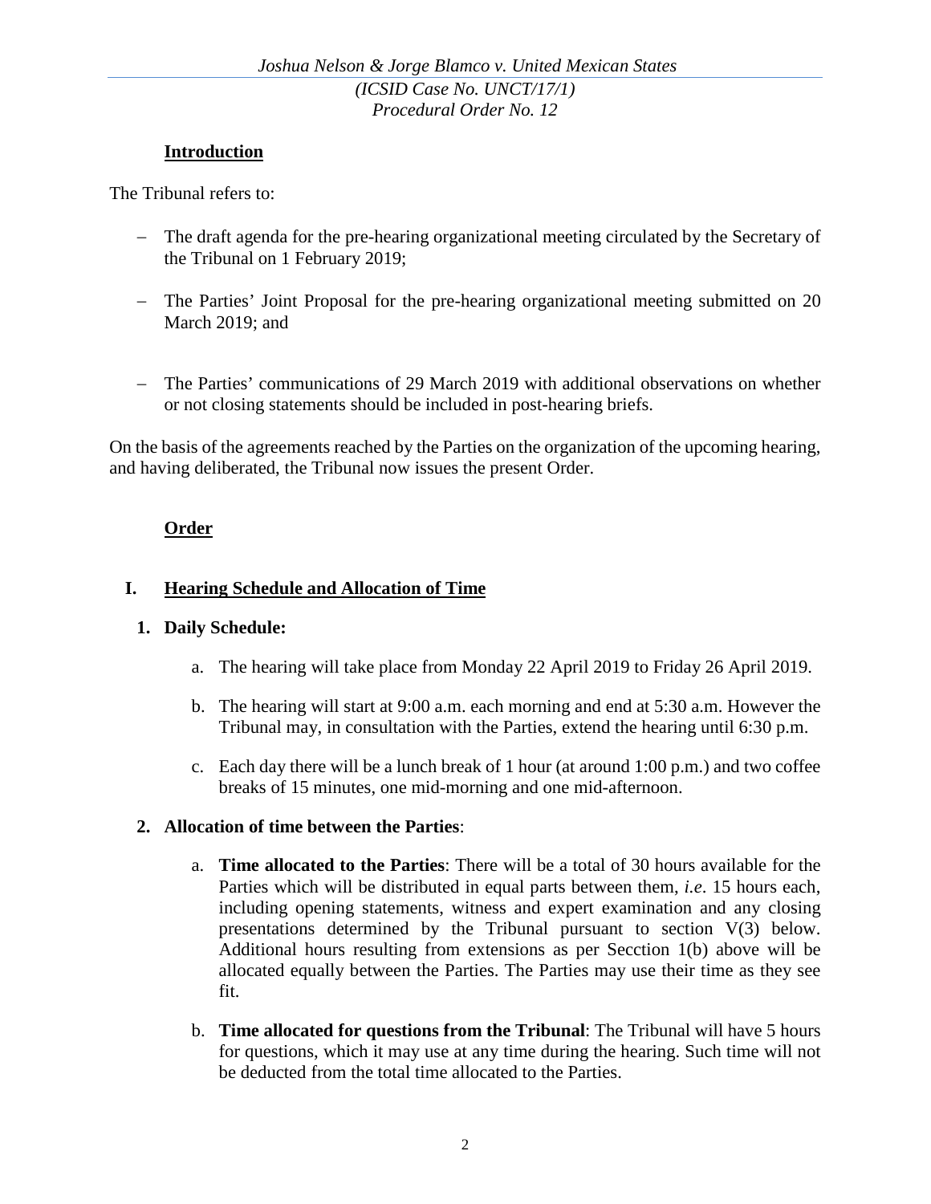## Introduction

The Tribunal refers to:

- The draft agenda for the pre-hearing organizational meeting circulated by the Secretary of the Tribunal on 1 February 2019;
- The Parties' Joint Proposal for the pre-hearing organizational meeting submitted on 20 March 2019; and
- The Parties' communications of 29 March 2019 with additional observations on whether or not closing statements should be included in post-hearing briefs.

On the basis of the agreements reached by the Parties on the organization of the upcoming hearing, and having deliberated, the Tribunal now issues the present Order.

## Order

### I. Hearing Schedule and Allocation of Time

**1. Daily Schedule:**

a. The hearing will take place from Monday 22 April 2019 to Friday 26 April 2019.

b. The hearing will start at 9:00 a.m. each morning and end at 5:30 a.m. However the Tribunal may, in consultation with the Parties, extend the hearing until 6:30 p.m.

c. Each day there will be a lunch break of 1 hour (at around 1:00 p.m.) and two coffee breaks of 15 minutes, one mid-morning and one mid-afternoon.

**2. Allocation of time between the Parties**:

a. **Time allocated to the Parties**: There will be a total of 30 hours available for the Parties which will be distributed in equal parts between them, *i.e*. 15 hours each, including opening statements, witness and expert examination and any closing presentations determined by the Tribunal pursuant to section V(3) below. Additional hours resulting from extensions as per Secction 1(b) above will be allocated equally between the Parties. The Parties may use their time as they see fit.

b. **Time allocated for questions from the Tribunal**: The Tribunal will have 5 hours for questions, which it may use at any time during the hearing. Such time will not be deducted from the total time allocated to the Parties.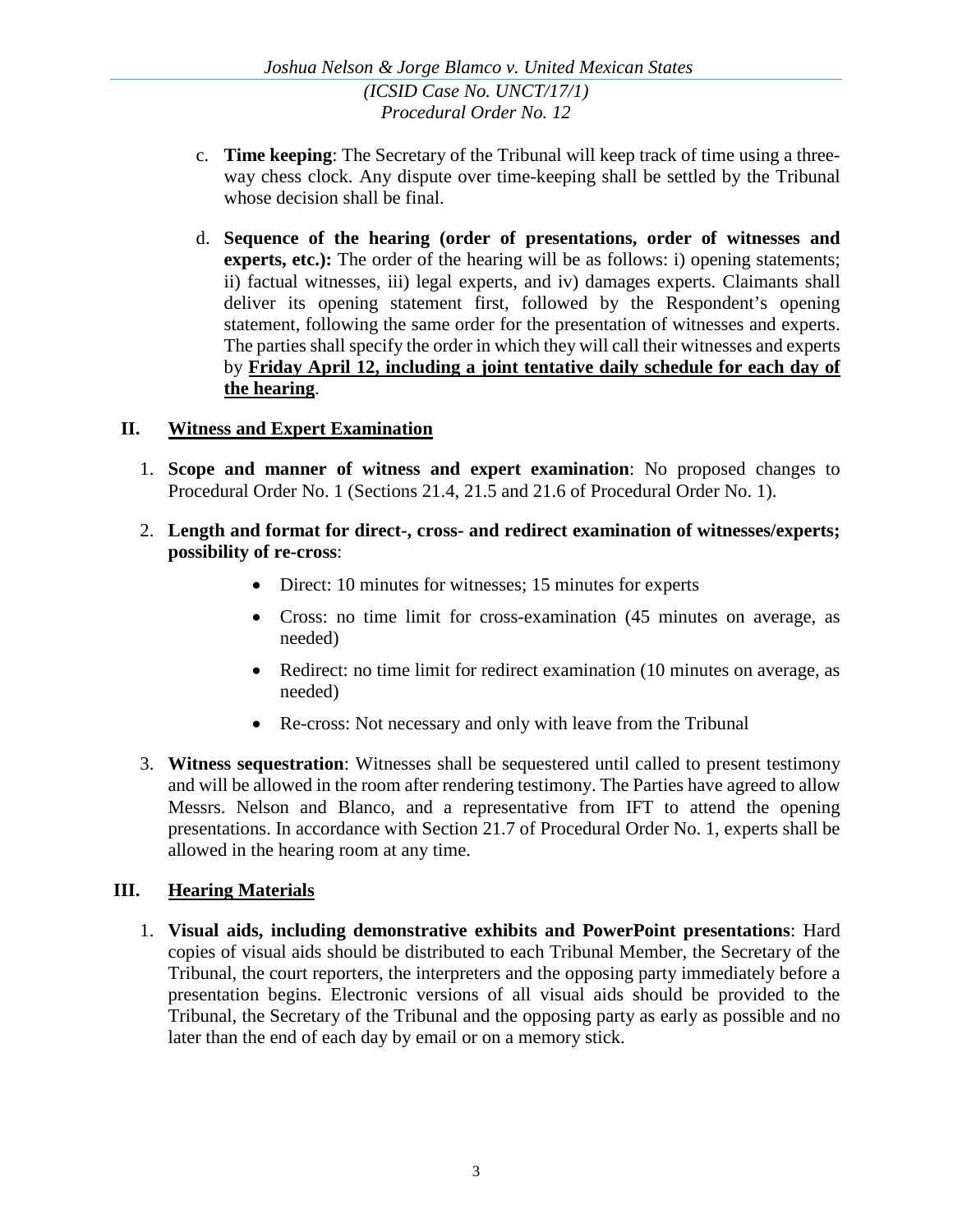c. **Time keeping**: The Secretary of the Tribunal will keep track of time using a three-way chess clock. Any dispute over time-keeping shall be settled by the Tribunal whose decision shall be final.

d. **Sequence of the hearing (order of presentations, order of witnesses and experts, etc.):** The order of the hearing will be as follows: i) opening statements; ii) factual witnesses, iii) legal experts, and iv) damages experts. Claimants shall deliver its opening statement first, followed by the Respondent's opening statement, following the same order for the presentation of witnesses and experts. The parties shall specify the order in which they will call their witnesses and experts by **Friday April 12, including a joint tentative daily schedule for each day of the hearing**.

## II. Witness and Expert Examination

1. **Scope and manner of witness and expert examination**: No proposed changes to Procedural Order No. 1 (Sections 21.4, 21.5 and 21.6 of Procedural Order No. 1).

2. **Length and format for direct-, cross- and redirect examination of witnesses/experts; possibility of re-cross**:

   - Direct: 10 minutes for witnesses; 15 minutes for experts
   - Cross: no time limit for cross-examination (45 minutes on average, as needed)
   - Redirect: no time limit for redirect examination (10 minutes on average, as needed)
   - Re-cross: Not necessary and only with leave from the Tribunal

3. **Witness sequestration**: Witnesses shall be sequestered until called to present testimony and will be allowed in the room after rendering testimony. The Parties have agreed to allow Messrs. Nelson and Blanco, and a representative from IFT to attend the opening presentations. In accordance with Section 21.7 of Procedural Order No. 1, experts shall be allowed in the hearing room at any time.

## III. Hearing Materials

1. **Visual aids, including demonstrative exhibits and PowerPoint presentations**: Hard copies of visual aids should be distributed to each Tribunal Member, the Secretary of the Tribunal, the court reporters, the interpreters and the opposing party immediately before a presentation begins. Electronic versions of all visual aids should be provided to the Tribunal, the Secretary of the Tribunal and the opposing party as early as possible and no later than the end of each day by email or on a memory stick.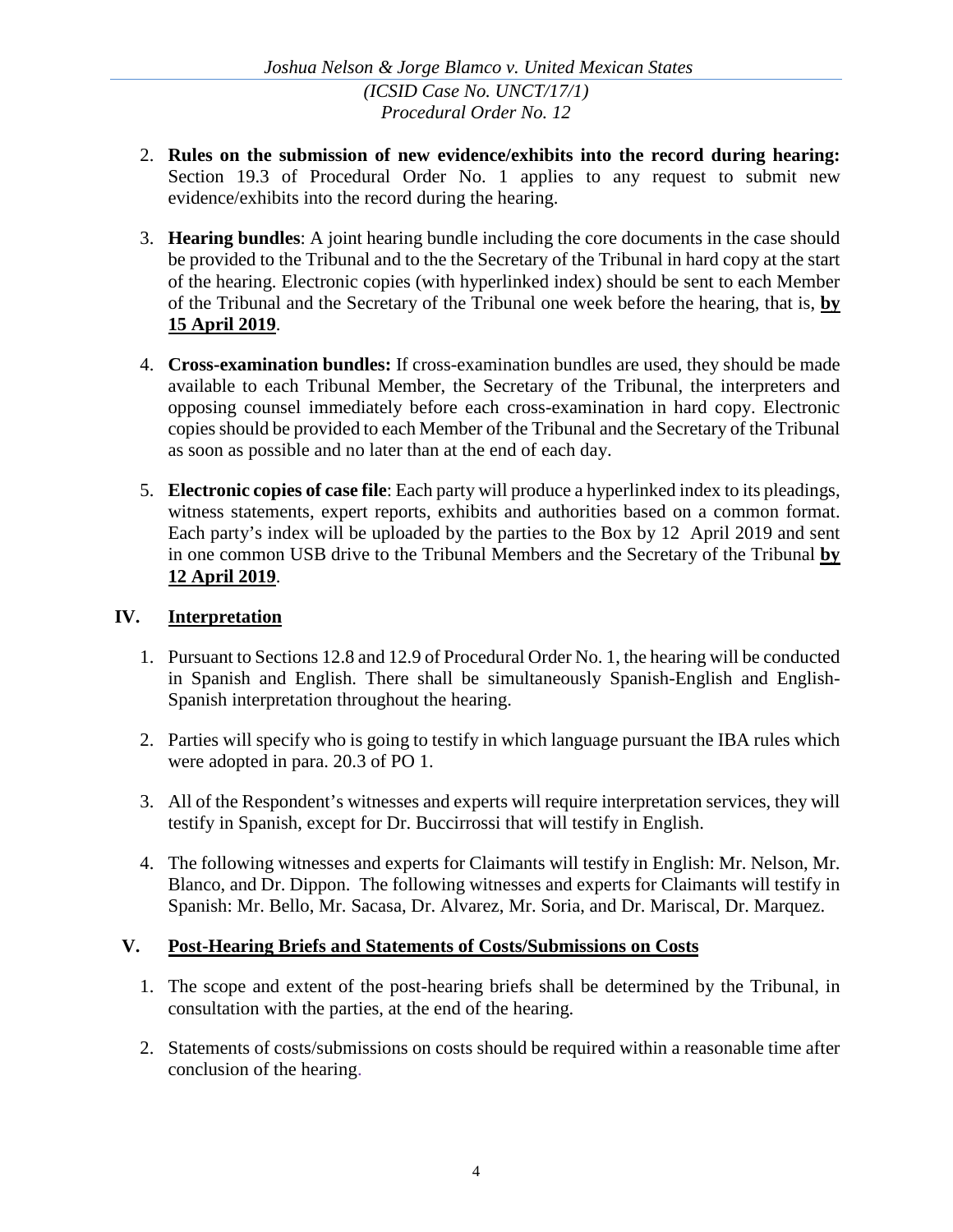2. **Rules on the submission of new evidence/exhibits into the record during hearing:** Section 19.3 of Procedural Order No. 1 applies to any request to submit new evidence/exhibits into the record during the hearing.

3. **Hearing bundles**: A joint hearing bundle including the core documents in the case should be provided to the Tribunal and to the the Secretary of the Tribunal in hard copy at the start of the hearing. Electronic copies (with hyperlinked index) should be sent to each Member of the Tribunal and the Secretary of the Tribunal one week before the hearing, that is, **<u>by 15 April 2019</u>**.

4. **Cross-examination bundles:** If cross-examination bundles are used, they should be made available to each Tribunal Member, the Secretary of the Tribunal, the interpreters and opposing counsel immediately before each cross-examination in hard copy. Electronic copies should be provided to each Member of the Tribunal and the Secretary of the Tribunal as soon as possible and no later than at the end of each day.

5. **Electronic copies of case file**: Each party will produce a hyperlinked index to its pleadings, witness statements, expert reports, exhibits and authorities based on a common format. Each party's index will be uploaded by the parties to the Box by 12 April 2019 and sent in one common USB drive to the Tribunal Members and the Secretary of the Tribunal **<u>by 12 April 2019</u>**.

## IV. <u>Interpretation</u>

1. Pursuant to Sections 12.8 and 12.9 of Procedural Order No. 1, the hearing will be conducted in Spanish and English. There shall be simultaneously Spanish-English and English-Spanish interpretation throughout the hearing.

2. Parties will specify who is going to testify in which language pursuant the IBA rules which were adopted in para. 20.3 of PO 1.

3. All of the Respondent's witnesses and experts will require interpretation services, they will testify in Spanish, except for Dr. Buccirrossi that will testify in English.

4. The following witnesses and experts for Claimants will testify in English: Mr. Nelson, Mr. Blanco, and Dr. Dippon. The following witnesses and experts for Claimants will testify in Spanish: Mr. Bello, Mr. Sacasa, Dr. Alvarez, Mr. Soria, and Dr. Mariscal, Dr. Marquez.

## V. <u>Post-Hearing Briefs and Statements of Costs/Submissions on Costs</u>

1. The scope and extent of the post-hearing briefs shall be determined by the Tribunal, in consultation with the parties, at the end of the hearing.

2. Statements of costs/submissions on costs should be required within a reasonable time after conclusion of the hearing.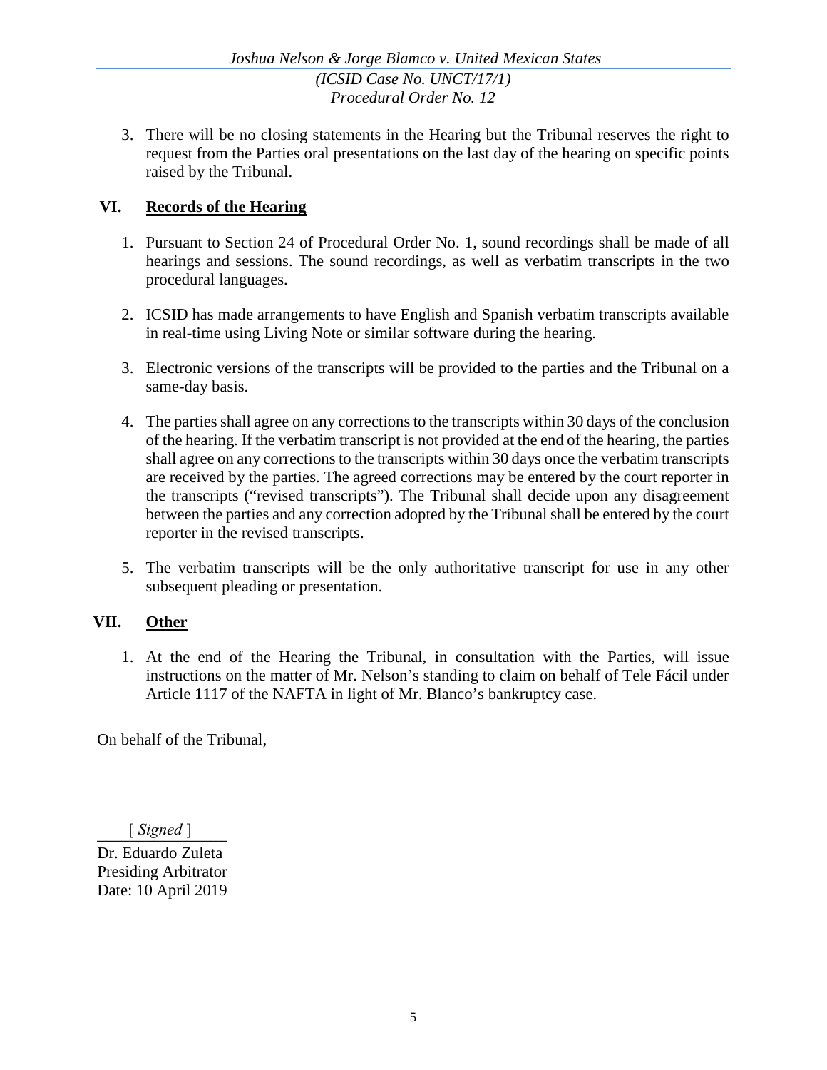3. There will be no closing statements in the Hearing but the Tribunal reserves the right to request from the Parties oral presentations on the last day of the hearing on specific points raised by the Tribunal.

## VI. Records of the Hearing

1. Pursuant to Section 24 of Procedural Order No. 1, sound recordings shall be made of all hearings and sessions. The sound recordings, as well as verbatim transcripts in the two procedural languages.

2. ICSID has made arrangements to have English and Spanish verbatim transcripts available in real-time using Living Note or similar software during the hearing.

3. Electronic versions of the transcripts will be provided to the parties and the Tribunal on a same-day basis.

4. The parties shall agree on any corrections to the transcripts within 30 days of the conclusion of the hearing. If the verbatim transcript is not provided at the end of the hearing, the parties shall agree on any corrections to the transcripts within 30 days once the verbatim transcripts are received by the parties. The agreed corrections may be entered by the court reporter in the transcripts ("revised transcripts"). The Tribunal shall decide upon any disagreement between the parties and any correction adopted by the Tribunal shall be entered by the court reporter in the revised transcripts.

5. The verbatim transcripts will be the only authoritative transcript for use in any other subsequent pleading or presentation.

## VII. Other

1. At the end of the Hearing the Tribunal, in consultation with the Parties, will issue instructions on the matter of Mr. Nelson's standing to claim on behalf of Tele Fácil under Article 1117 of the NAFTA in light of Mr. Blanco's bankruptcy case.

On behalf of the Tribunal,

[ *Signed* ]

Dr. Eduardo Zuleta
Presiding Arbitrator
Date: 10 April 2019